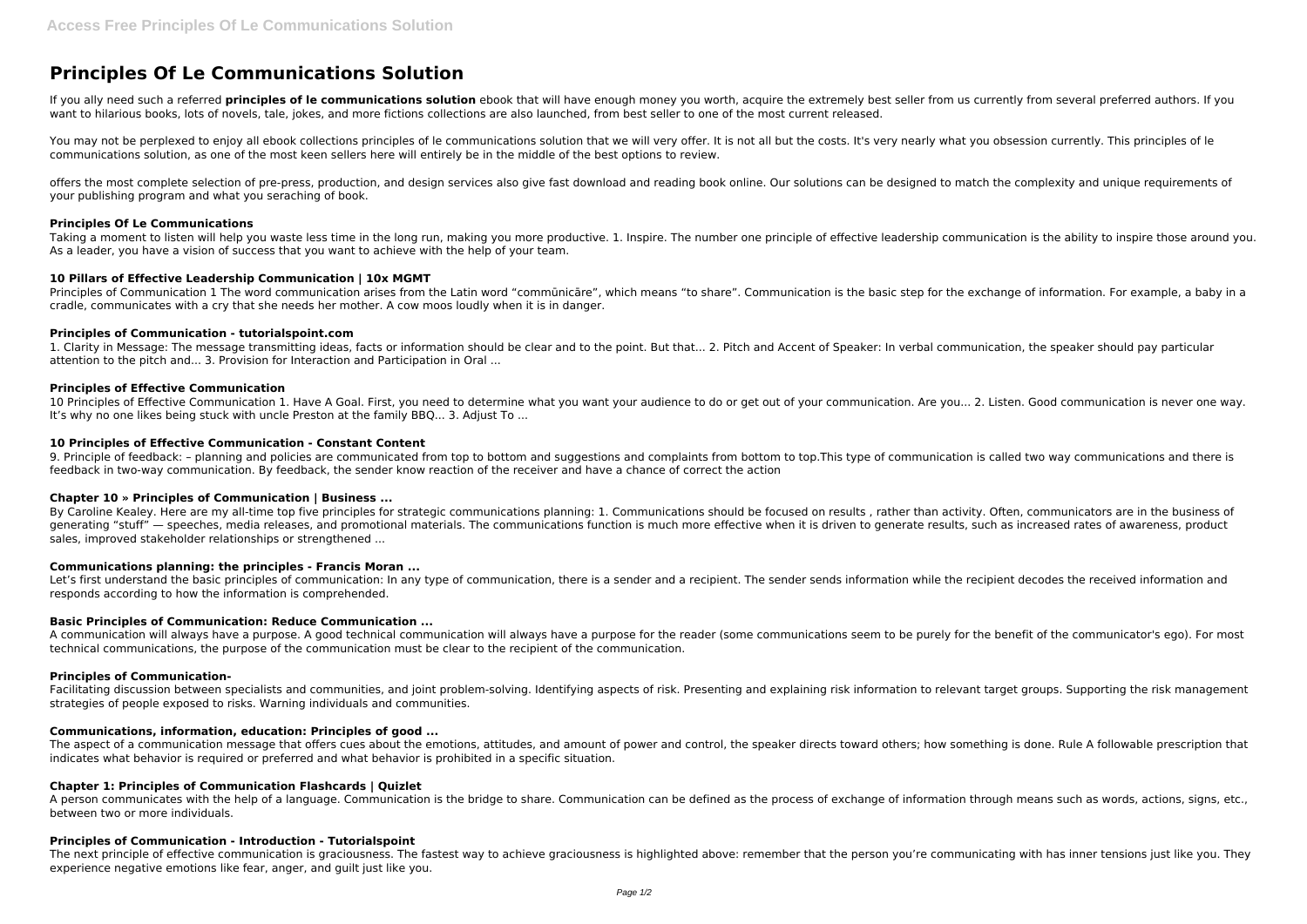# Principles Of Le Communications Solution

If you ally need such a referred **principles of le communications solution** ebook that will have enough money you worth, acquire the extremely best seller from us currently from several preferred authors. If you want to hilarious books, lots of novels, tale, jokes, and more fictions collections are also launched, from best seller to one of the most current released.

You may not be perplexed to enjoy all ebook collections principles of le communications solution that we will very offer. It is not all but the costs. It's very nearly what you obsession currently. This principles of le communications solution, as one of the most keen sellers here will entirely be in the middle of the best options to review.

offers the most complete selection of pre-press, production, and design services also give fast download and reading book online. Our solutions can be designed to match the complexity and unique requirements of your publishing program and what you seraching of book.

### Principles Of Le Communications

Taking a moment to listen will help you waste less time in the long run, making you more productive. 1. Inspire. The number one principle of effective leadership communication is the ability to inspire those around you. As a leader, you have a vision of success that you want to achieve with the help of your team.

### 10 Pillars of Effective Leadership Communication | 10x MGMT

Principles of Communication 1 The word communication arises from the Latin word "commūnicāre", which means "to share". Communication is the basic step for the exchange of information. For example, a baby in a cradle, communicates with a cry that she needs her mother. A cow moos loudly when it is in danger.

### Principles of Communication - tutorialspoint.com

1. Clarity in Message: The message transmitting ideas, facts or information should be clear and to the point. But that... 2. Pitch and Accent of Speaker: In verbal communication, the speaker should pay particular attention to the pitch and... 3. Provision for Interaction and Participation in Oral ...

### Principles of Effective Communication

10 Principles of Effective Communication 1. Have A Goal. First, you need to determine what you want your audience to do or get out of your communication. Are you... 2. Listen. Good communication is never one way. It's why no one likes being stuck with uncle Preston at the family BBQ... 3. Adjust To ...

### 10 Principles of Effective Communication - Constant Content

9. Principle of feedback: – planning and policies are communicated from top to bottom and suggestions and complaints from bottom to top.This type of communication is called two way communications and there is feedback in two-way communication. By feedback, the sender know reaction of the receiver and have a chance of correct the action

### Chapter 10 » Principles of Communication | Business ...

By Caroline Kealey. Here are my all-time top five principles for strategic communications planning: 1. Communications should be focused on results , rather than activity. Often, communicators are in the business of generating "stuff" — speeches, media releases, and promotional materials. The communications function is much more effective when it is driven to generate results, such as increased rates of awareness, product sales, improved stakeholder relationships or strengthened ...

### Communications planning: the principles - Francis Moran ...

Let's first understand the basic principles of communication: In any type of communication, there is a sender and a recipient. The sender sends information while the recipient decodes the received information and responds according to how the information is comprehended.

### Basic Principles of Communication: Reduce Communication ...

A communication will always have a purpose. A good technical communication will always have a purpose for the reader (some communications seem to be purely for the benefit of the communicator's ego). For most technical communications, the purpose of the communication must be clear to the recipient of the communication.

### Principles of Communication-

Facilitating discussion between specialists and communities, and joint problem-solving. Identifying aspects of risk. Presenting and explaining risk information to relevant target groups. Supporting the risk management strategies of people exposed to risks. Warning individuals and communities.

### Communications, information, education: Principles of good ...

The aspect of a communication message that offers cues about the emotions, attitudes, and amount of power and control, the speaker directs toward others; how something is done. Rule A followable prescription that indicates what behavior is required or preferred and what behavior is prohibited in a specific situation.

### Chapter 1: Principles of Communication Flashcards | Quizlet

A person communicates with the help of a language. Communication is the bridge to share. Communication can be defined as the process of exchange of information through means such as words, actions, signs, etc., between two or more individuals.

### Principles of Communication - Introduction - Tutorialspoint

The next principle of effective communication is graciousness. The fastest way to achieve graciousness is highlighted above: remember that the person you're communicating with has inner tensions just like you. They experience negative emotions like fear, anger, and guilt just like you.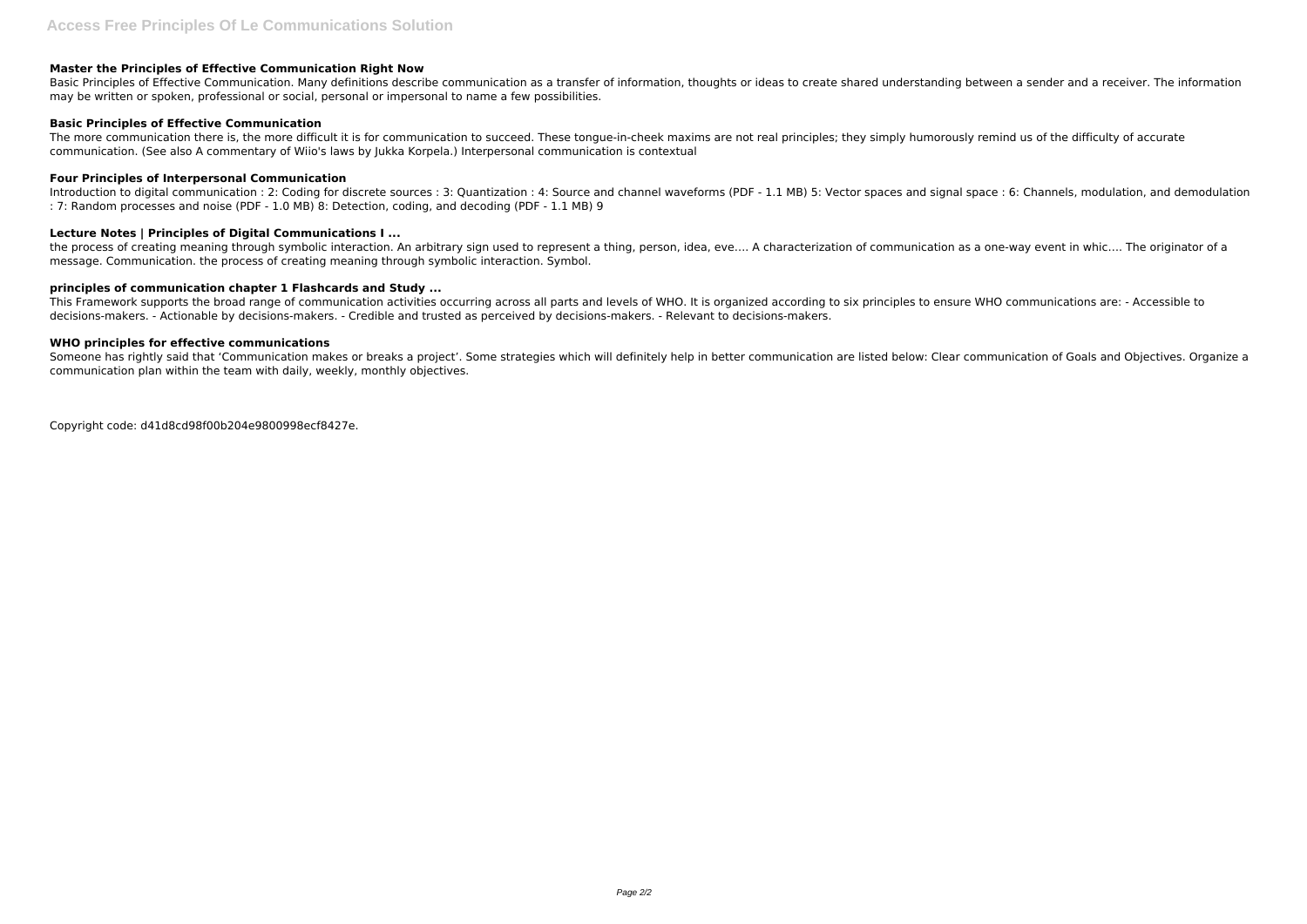### Master the Principles of Effective Communication Right Now

Basic Principles of Effective Communication. Many definitions describe communication as a transfer of information, thoughts or ideas to create shared understanding between a sender and a receiver. The information may be written or spoken, professional or social, personal or impersonal to name a few possibilities.

### Basic Principles of Effective Communication

The more communication there is, the more difficult it is for communication to succeed. These tongue-in-cheek maxims are not real principles; they simply humorously remind us of the difficulty of accurate communication. (See also A commentary of Wiio's laws by Jukka Korpela.) Interpersonal communication is contextual

### Four Principles of Interpersonal Communication

Introduction to digital communication : 2: Coding for discrete sources : 3: Quantization : 4: Source and channel waveforms (PDF - 1.1 MB) 5: Vector spaces and signal space : 6: Channels, modulation, and demodulation : 7: Random processes and noise (PDF - 1.0 MB) 8: Detection, coding, and decoding (PDF - 1.1 MB) 9

### Lecture Notes | Principles of Digital Communications I ...

the process of creating meaning through symbolic interaction. An arbitrary sign used to represent a thing, person, idea, eve…. A characterization of communication as a one-way event in whic…. The originator of a message. Communication. the process of creating meaning through symbolic interaction. Symbol.

### principles of communication chapter 1 Flashcards and Study ...

This Framework supports the broad range of communication activities occurring across all parts and levels of WHO. It is organized according to six principles to ensure WHO communications are: - Accessible to decisions-makers. - Actionable by decisions-makers. - Credible and trusted as perceived by decisions-makers. - Relevant to decisions-makers.

### WHO principles for effective communications

Someone has rightly said that 'Communication makes or breaks a project'. Some strategies which will definitely help in better communication are listed below: Clear communication of Goals and Objectives. Organize a communication plan within the team with daily, weekly, monthly objectives.

Copyright code: d41d8cd98f00b204e9800998ecf8427e.